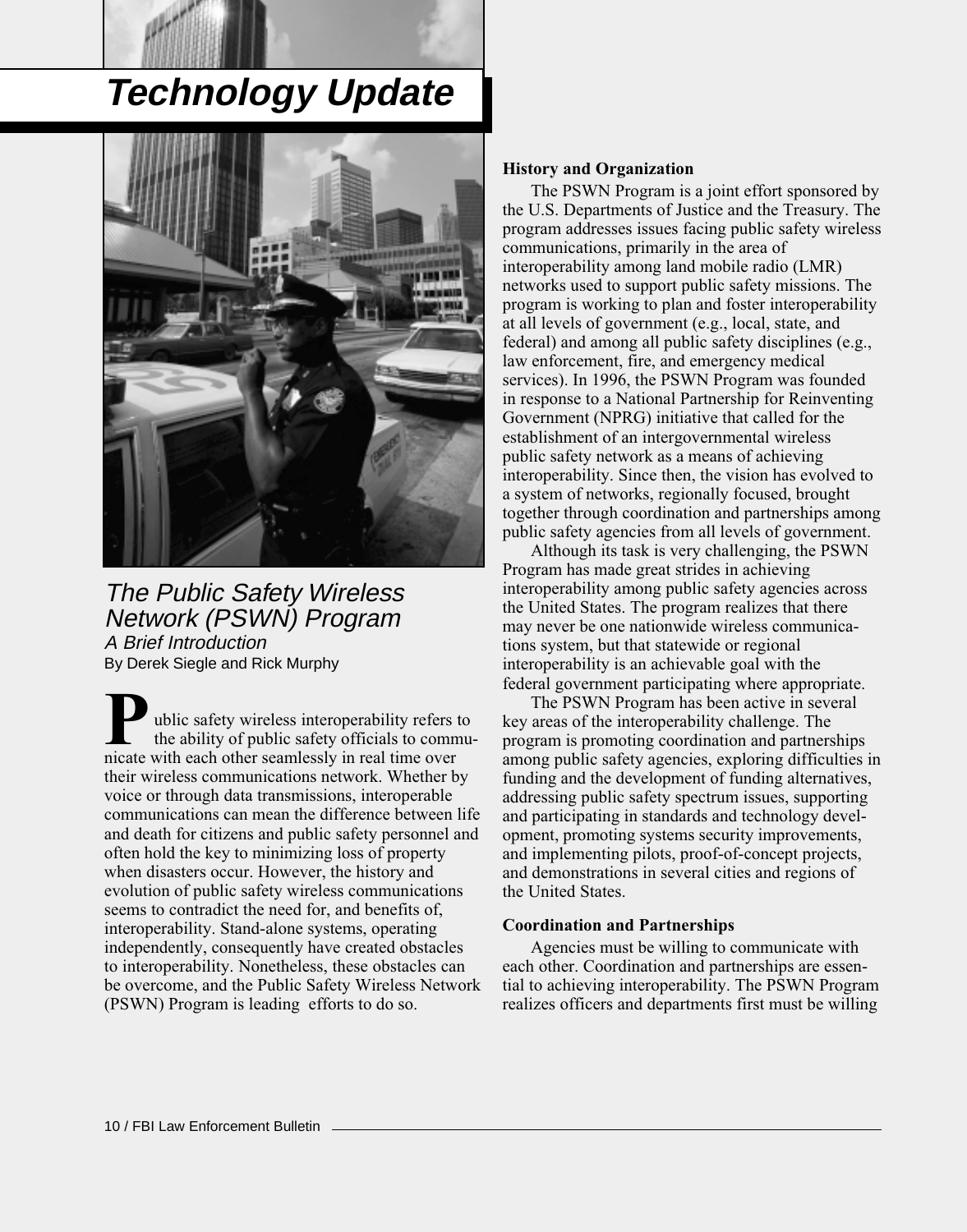# Technology Update

## The Public Safety Wireless Network (PSWN) Program

### *A Brief Introduction*

By Derek Siegle and Rick Murphy

Public safety wireless interoperability refers to the ability of public safety officials to communicate with each other seamlessly in real time over their wireless communications network. Whether by voice or through data transmissions, interoperable communications can mean the difference between life and death for citizens and public safety personnel and often hold the key to minimizing loss of property when disasters occur. However, the history and evolution of public safety wireless communications seems to contradict the need for, and benefits of, interoperability. Stand-alone systems, operating independently, consequently have created obstacles to interoperability. Nonetheless, these obstacles can be overcome, and the Public Safety Wireless Network (PSWN) Program is leading efforts to do so.

**History and Organization**

The PSWN Program is a joint effort sponsored by the U.S. Departments of Justice and the Treasury. The program addresses issues facing public safety wireless communications, primarily in the area of interoperability among land mobile radio (LMR) networks used to support public safety missions. The program is working to plan and foster interoperability at all levels of government (e.g., local, state, and federal) and among all public safety disciplines (e.g., law enforcement, fire, and emergency medical services). In 1996, the PSWN Program was founded in response to a National Partnership for Reinventing Government (NPRG) initiative that called for the establishment of an intergovernmental wireless public safety network as a means of achieving interoperability. Since then, the vision has evolved to a system of networks, regionally focused, brought together through coordination and partnerships among public safety agencies from all levels of government.

Although its task is very challenging, the PSWN Program has made great strides in achieving interoperability among public safety agencies across the United States. The program realizes that there may never be one nationwide wireless communications system, but that statewide or regional interoperability is an achievable goal with the federal government participating where appropriate.

The PSWN Program has been active in several key areas of the interoperability challenge. The program is promoting coordination and partnerships among public safety agencies, exploring difficulties in funding and the development of funding alternatives, addressing public safety spectrum issues, supporting and participating in standards and technology development, promoting systems security improvements, and implementing pilots, proof-of-concept projects, and demonstrations in several cities and regions of the United States.

**Coordination and Partnerships**

Agencies must be willing to communicate with each other. Coordination and partnerships are essential to achieving interoperability. The PSWN Program realizes officers and departments first must be willing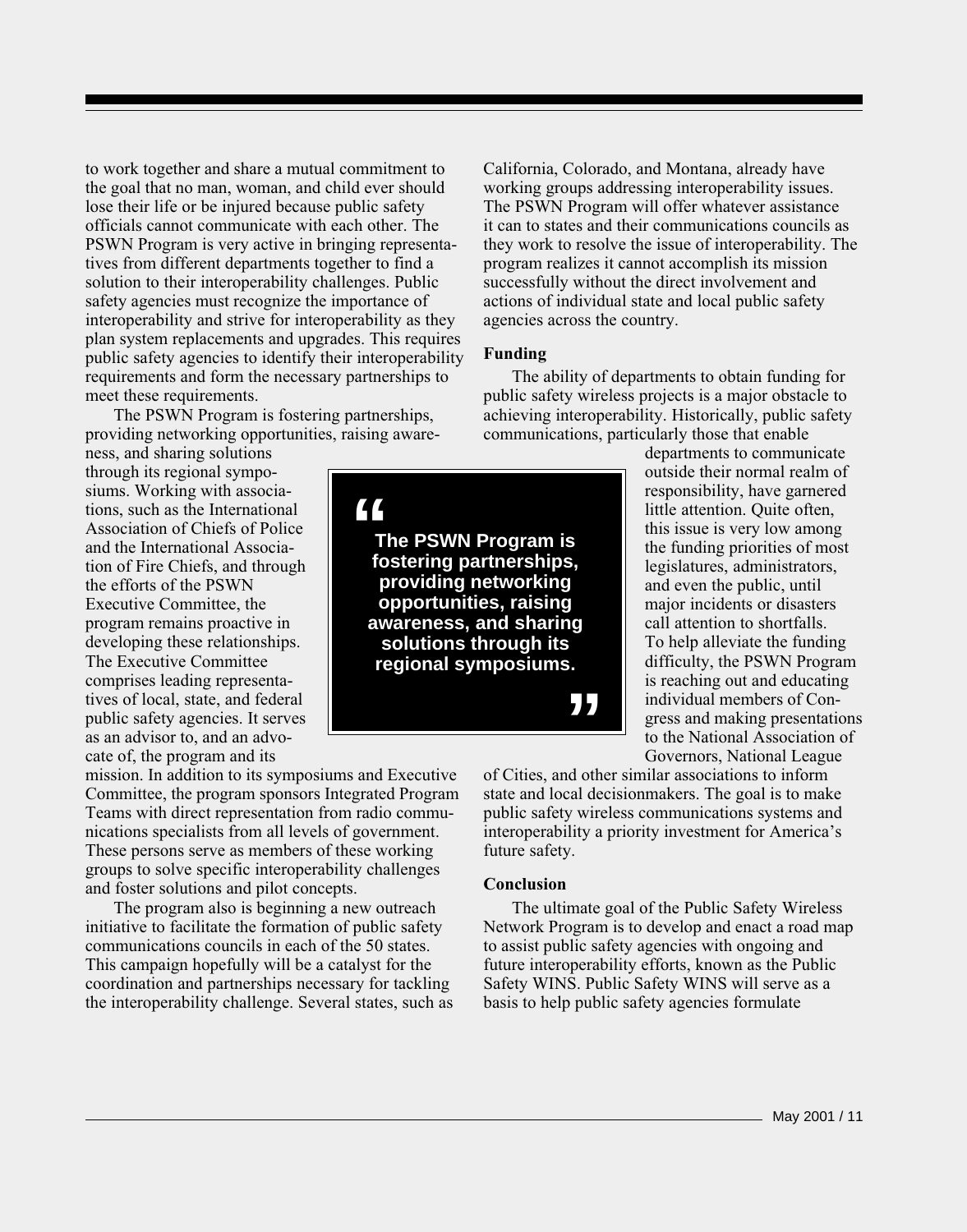to work together and share a mutual commitment to the goal that no man, woman, and child ever should lose their life or be injured because public safety officials cannot communicate with each other. The PSWN Program is very active in bringing representatives from different departments together to find a solution to their interoperability challenges. Public safety agencies must recognize the importance of interoperability and strive for interoperability as they plan system replacements and upgrades. This requires public safety agencies to identify their interoperability requirements and form the necessary partnerships to meet these requirements.

The PSWN Program is fostering partnerships, providing networking opportunities, raising awareness, and sharing solutions through its regional symposiums. Working with associations, such as the International Association of Chiefs of Police and the International Association of Fire Chiefs, and through the efforts of the PSWN Executive Committee, the program remains proactive in developing these relationships. The Executive Committee comprises leading representatives of local, state, and federal public safety agencies. It serves as an advisor to, and an advocate of, the program and its mission. In addition to its symposiums and Executive Committee, the program sponsors Integrated Program Teams with direct representation from radio communications specialists from all levels of government. These persons serve as members of these working groups to solve specific interoperability challenges and foster solutions and pilot concepts.

> **"The PSWN Program is fostering partnerships, providing networking opportunities, raising awareness, and sharing solutions through its regional symposiums."**

The program also is beginning a new outreach initiative to facilitate the formation of public safety communications councils in each of the 50 states. This campaign hopefully will be a catalyst for the coordination and partnerships necessary for tackling the interoperability challenge. Several states, such as California, Colorado, and Montana, already have working groups addressing interoperability issues. The PSWN Program will offer whatever assistance it can to states and their communications councils as they work to resolve the issue of interoperability. The program realizes it cannot accomplish its mission successfully without the direct involvement and actions of individual state and local public safety agencies across the country.

**Funding**

The ability of departments to obtain funding for public safety wireless projects is a major obstacle to achieving interoperability. Historically, public safety communications, particularly those that enable departments to communicate outside their normal realm of responsibility, have garnered little attention. Quite often, this issue is very low among the funding priorities of most legislatures, administrators, and even the public, until major incidents or disasters call attention to shortfalls. To help alleviate the funding difficulty, the PSWN Program is reaching out and educating individual members of Congress and making presentations to the National Association of Governors, National League of Cities, and other similar associations to inform state and local decisionmakers. The goal is to make public safety wireless communications systems and interoperability a priority investment for America's future safety.

**Conclusion**

The ultimate goal of the Public Safety Wireless Network Program is to develop and enact a road map to assist public safety agencies with ongoing and future interoperability efforts, known as the Public Safety WINS. Public Safety WINS will serve as a basis to help public safety agencies formulate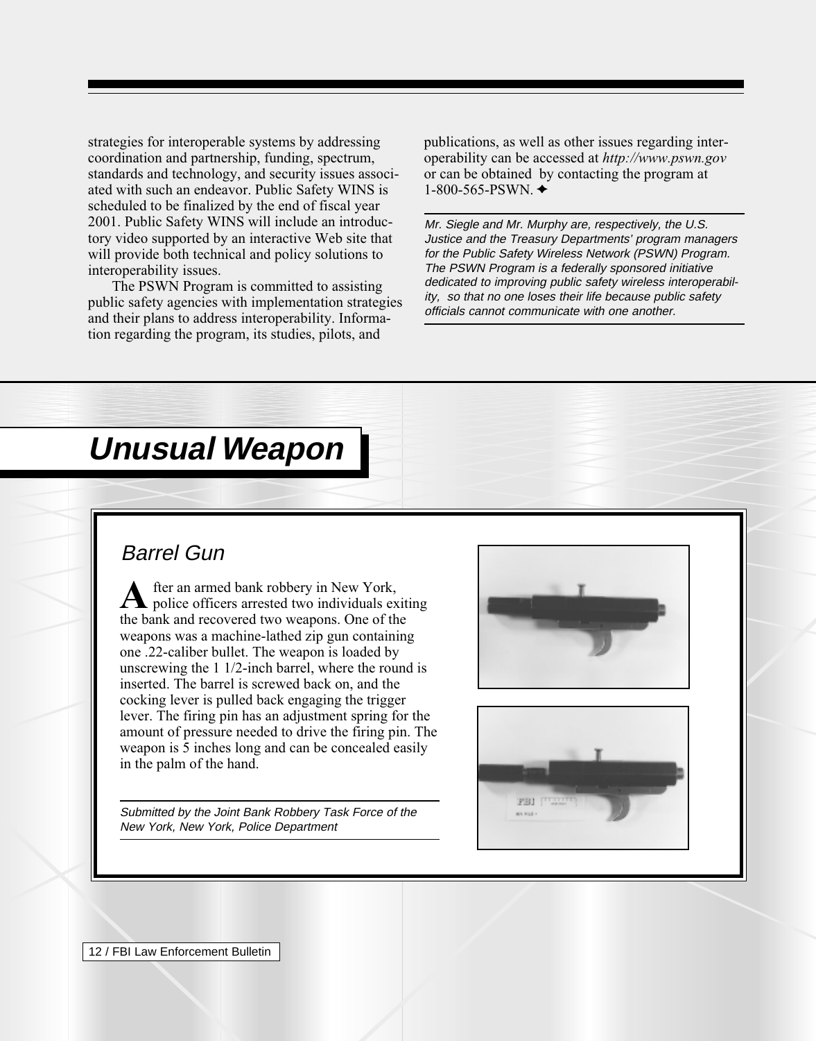strategies for interoperable systems by addressing coordination and partnership, funding, spectrum, standards and technology, and security issues associated with such an endeavor. Public Safety WINS is scheduled to be finalized by the end of fiscal year 2001. Public Safety WINS will include an introductory video supported by an interactive Web site that will provide both technical and policy solutions to interoperability issues.

The PSWN Program is committed to assisting public safety agencies with implementation strategies and their plans to address interoperability. Information regarding the program, its studies, pilots, and publications, as well as other issues regarding interoperability can be accessed at *http://www.pswn.gov* or can be obtained by contacting the program at 1-800-565-PSWN. ✦

---

*Mr. Siegle and Mr. Murphy are, respectively, the U.S. Justice and the Treasury Departments' program managers for the Public Safety Wireless Network (PSWN) Program. The PSWN Program is a federally sponsored initiative dedicated to improving public safety wireless interoperability, so that no one loses their life because public safety officials cannot communicate with one another.*

---

# Unusual Weapon

## Barrel Gun

After an armed bank robbery in New York, police officers arrested two individuals exiting the bank and recovered two weapons. One of the weapons was a machine-lathed zip gun containing one .22-caliber bullet. The weapon is loaded by unscrewing the 1 1/2-inch barrel, where the round is inserted. The barrel is screwed back on, and the cocking lever is pulled back engaging the trigger lever. The firing pin has an adjustment spring for the amount of pressure needed to drive the firing pin. The weapon is 5 inches long and can be concealed easily in the palm of the hand.

---

*Submitted by the Joint Bank Robbery Task Force of the New York, New York, Police Department*